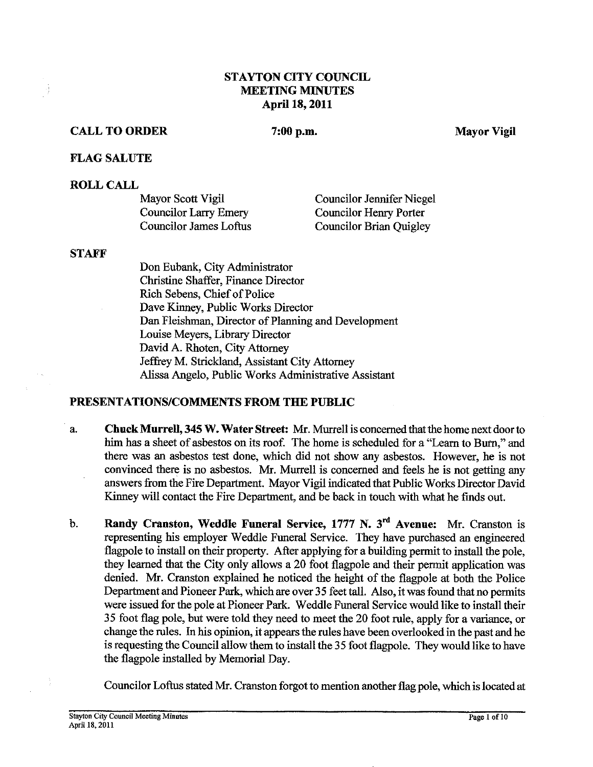# STAYTON CITY COUNCIL
# MEETING MINUTES
# April 18, 2011

**CALL TO ORDER** **7:00 p.m.** **Mayor Vigil**

**FLAG SALUTE**

**ROLL CALL**

| | |
|---|---|
| Mayor Scott Vigil | Councilor Jennifer Niegel |
| Councilor Larry Emery | Councilor Henry Porter |
| Councilor James Loftus | Councilor Brian Quigley |

**STAFF**

Don Eubank, City Administrator
Christine Shaffer, Finance Director
Rich Sebens, Chief of Police
Dave Kinney, Public Works Director
Dan Fleishman, Director of Planning and Development
Louise Meyers, Library Director
David A. Rhoten, City Attorney
Jeffrey M. Strickland, Assistant City Attorney
Alissa Angelo, Public Works Administrative Assistant

**PRESENTATIONS/COMMENTS FROM THE PUBLIC**

a. **Chuck Murrell, 345 W. Water Street:** Mr. Murrell is concerned that the home next door to him has a sheet of asbestos on its roof. The home is scheduled for a "Learn to Burn," and there was an asbestos test done, which did not show any asbestos. However, he is not convinced there is no asbestos. Mr. Murrell is concerned and feels he is not getting any answers from the Fire Department. Mayor Vigil indicated that Public Works Director David Kinney will contact the Fire Department, and be back in touch with what he finds out.

b. **Randy Cranston, Weddle Funeral Service, 1777 N. 3rd Avenue:** Mr. Cranston is representing his employer Weddle Funeral Service. They have purchased an engineered flagpole to install on their property. After applying for a building permit to install the pole, they learned that the City only allows a 20 foot flagpole and their permit application was denied. Mr. Cranston explained he noticed the height of the flagpole at both the Police Department and Pioneer Park, which are over 35 feet tall. Also, it was found that no permits were issued for the pole at Pioneer Park. Weddle Funeral Service would like to install their 35 foot flag pole, but were told they need to meet the 20 foot rule, apply for a variance, or change the rules. In his opinion, it appears the rules have been overlooked in the past and he is requesting the Council allow them to install the 35 foot flagpole. They would like to have the flagpole installed by Memorial Day.

Councilor Loftus stated Mr. Cranston forgot to mention another flag pole, which is located at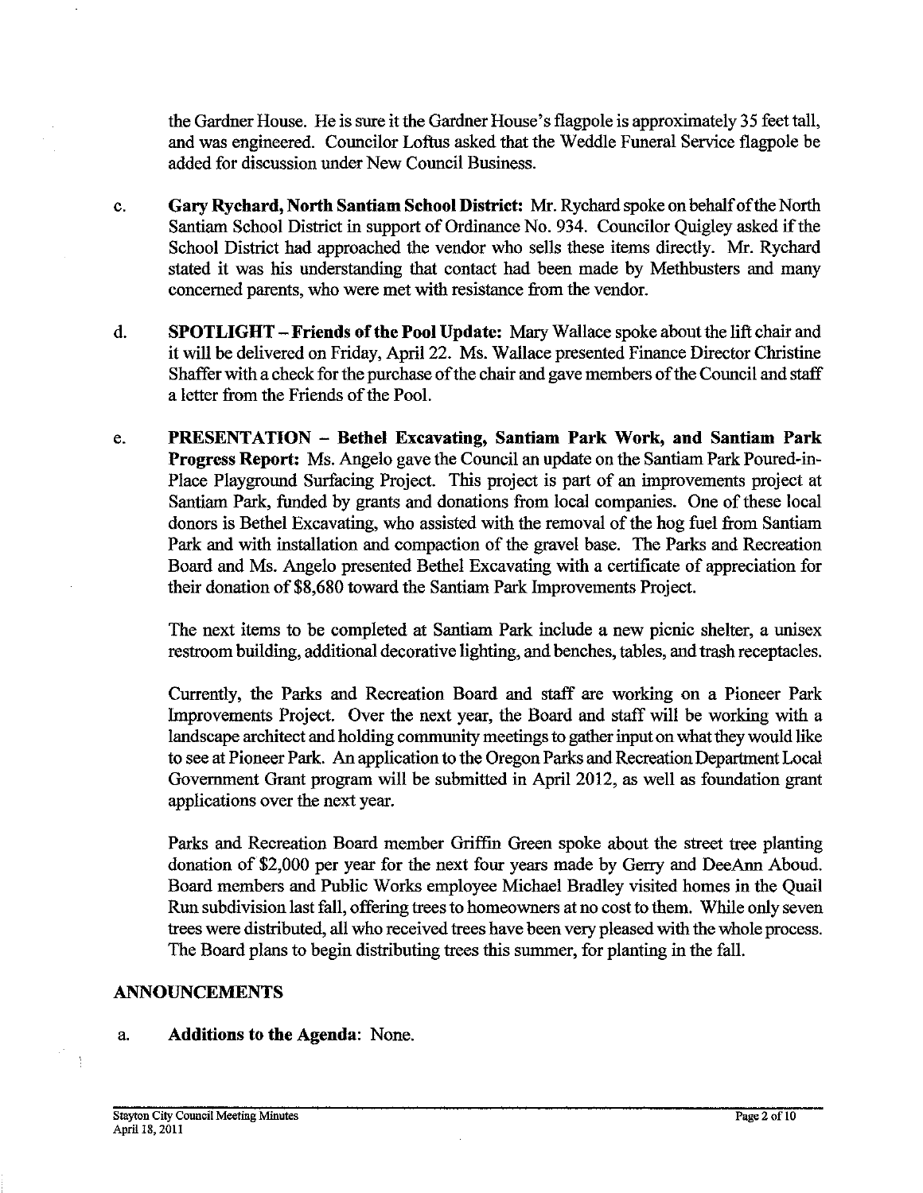the Gardner House. He is sure it the Gardner House's flagpole is approximately 35 feet tall, and was engineered. Councilor Loftus asked that the Weddle Funeral Service flagpole be added for discussion under New Council Business.

c. **Gary Rychard, North Santiam School District:** Mr. Rychard spoke on behalf of the North Santiam School District in support of Ordinance No. 934. Councilor Quigley asked if the School District had approached the vendor who sells these items directly. Mr. Rychard stated it was his understanding that contact had been made by Methbusters and many concerned parents, who were met with resistance from the vendor.

d. **SPOTLIGHT – Friends of the Pool Update:** Mary Wallace spoke about the lift chair and it will be delivered on Friday, April 22. Ms. Wallace presented Finance Director Christine Shaffer with a check for the purchase of the chair and gave members of the Council and staff a letter from the Friends of the Pool.

e. **PRESENTATION – Bethel Excavating, Santiam Park Work, and Santiam Park Progress Report:** Ms. Angelo gave the Council an update on the Santiam Park Poured-in-Place Playground Surfacing Project. This project is part of an improvements project at Santiam Park, funded by grants and donations from local companies. One of these local donors is Bethel Excavating, who assisted with the removal of the hog fuel from Santiam Park and with installation and compaction of the gravel base. The Parks and Recreation Board and Ms. Angelo presented Bethel Excavating with a certificate of appreciation for their donation of $8,680 toward the Santiam Park Improvements Project.

The next items to be completed at Santiam Park include a new picnic shelter, a unisex restroom building, additional decorative lighting, and benches, tables, and trash receptacles.

Currently, the Parks and Recreation Board and staff are working on a Pioneer Park Improvements Project. Over the next year, the Board and staff will be working with a landscape architect and holding community meetings to gather input on what they would like to see at Pioneer Park. An application to the Oregon Parks and Recreation Department Local Government Grant program will be submitted in April 2012, as well as foundation grant applications over the next year.

Parks and Recreation Board member Griffin Green spoke about the street tree planting donation of $2,000 per year for the next four years made by Gerry and DeeAnn Aboud. Board members and Public Works employee Michael Bradley visited homes in the Quail Run subdivision last fall, offering trees to homeowners at no cost to them. While only seven trees were distributed, all who received trees have been very pleased with the whole process. The Board plans to begin distributing trees this summer, for planting in the fall.

## ANNOUNCEMENTS

a. **Additions to the Agenda**: None.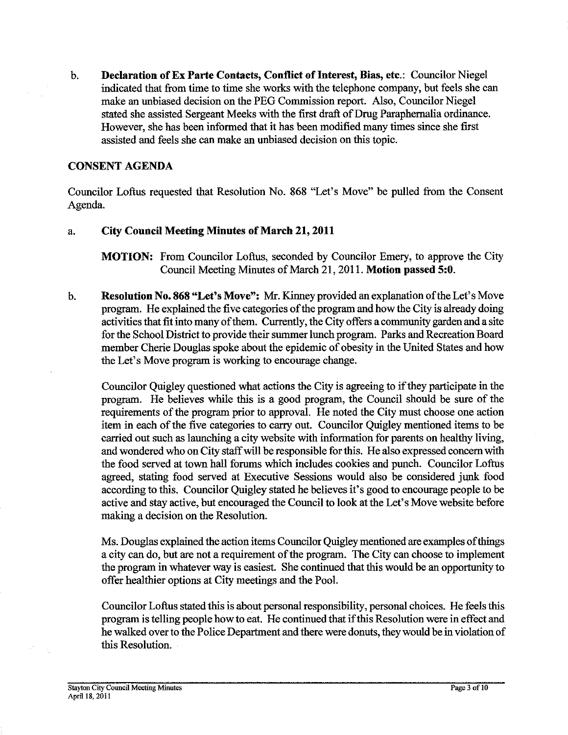b. **Declaration of Ex Parte Contacts, Conflict of Interest, Bias, etc.**: Councilor Niegel indicated that from time to time she works with the telephone company, but feels she can make an unbiased decision on the PEG Commission report. Also, Councilor Niegel stated she assisted Sergeant Meeks with the first draft of Drug Paraphernalia ordinance. However, she has been informed that it has been modified many times since she first assisted and feels she can make an unbiased decision on this topic.

## CONSENT AGENDA

Councilor Loftus requested that Resolution No. 868 "Let's Move" be pulled from the Consent Agenda.

a. **City Council Meeting Minutes of March 21, 2011**

**MOTION:** From Councilor Loftus, seconded by Councilor Emery, to approve the City Council Meeting Minutes of March 21, 2011. **Motion passed 5:0.**

b. **Resolution No. 868 "Let's Move":** Mr. Kinney provided an explanation of the Let's Move program. He explained the five categories of the program and how the City is already doing activities that fit into many of them. Currently, the City offers a community garden and a site for the School District to provide their summer lunch program. Parks and Recreation Board member Cherie Douglas spoke about the epidemic of obesity in the United States and how the Let's Move program is working to encourage change.

Councilor Quigley questioned what actions the City is agreeing to if they participate in the program. He believes while this is a good program, the Council should be sure of the requirements of the program prior to approval. He noted the City must choose one action item in each of the five categories to carry out. Councilor Quigley mentioned items to be carried out such as launching a city website with information for parents on healthy living, and wondered who on City staff will be responsible for this. He also expressed concern with the food served at town hall forums which includes cookies and punch. Councilor Loftus agreed, stating food served at Executive Sessions would also be considered junk food according to this. Councilor Quigley stated he believes it's good to encourage people to be active and stay active, but encouraged the Council to look at the Let's Move website before making a decision on the Resolution.

Ms. Douglas explained the action items Councilor Quigley mentioned are examples of things a city can do, but are not a requirement of the program. The City can choose to implement the program in whatever way is easiest. She continued that this would be an opportunity to offer healthier options at City meetings and the Pool.

Councilor Loftus stated this is about personal responsibility, personal choices. He feels this program is telling people how to eat. He continued that if this Resolution were in effect and he walked over to the Police Department and there were donuts, they would be in violation of this Resolution.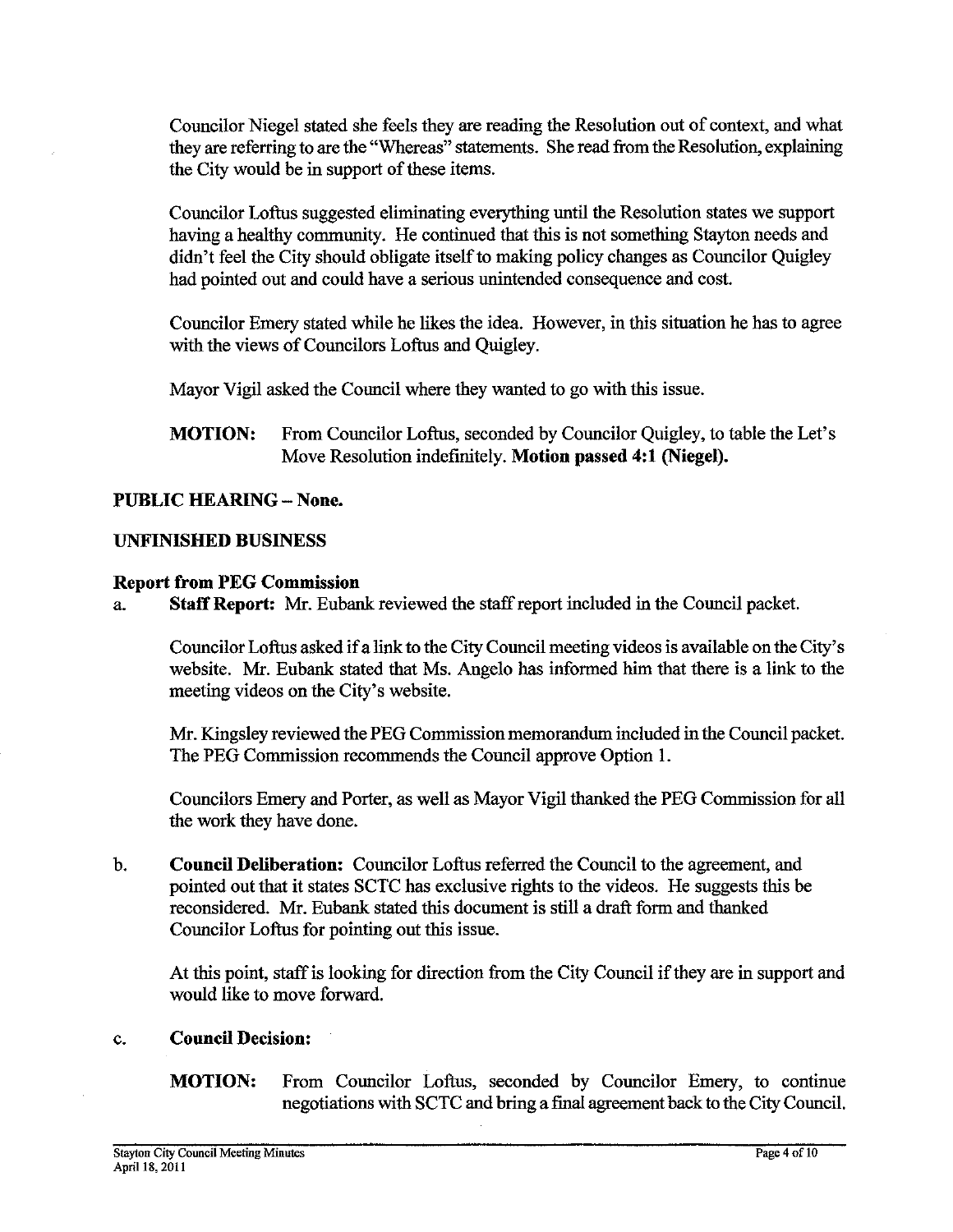Councilor Niegel stated she feels they are reading the Resolution out of context, and what they are referring to are the "Whereas" statements. She read from the Resolution, explaining the City would be in support of these items.

Councilor Loftus suggested eliminating everything until the Resolution states we support having a healthy community. He continued that this is not something Stayton needs and didn't feel the City should obligate itself to making policy changes as Councilor Quigley had pointed out and could have a serious unintended consequence and cost.

Councilor Emery stated while he likes the idea. However, in this situation he has to agree with the views of Councilors Loftus and Quigley.

Mayor Vigil asked the Council where they wanted to go with this issue.

**MOTION:** From Councilor Loftus, seconded by Councilor Quigley, to table the Let's Move Resolution indefinitely. **Motion passed 4:1 (Niegel).**

**PUBLIC HEARING – None.**

**UNFINISHED BUSINESS**

**Report from PEG Commission**

a. **Staff Report:** Mr. Eubank reviewed the staff report included in the Council packet.

Councilor Loftus asked if a link to the City Council meeting videos is available on the City's website. Mr. Eubank stated that Ms. Angelo has informed him that there is a link to the meeting videos on the City's website.

Mr. Kingsley reviewed the PEG Commission memorandum included in the Council packet. The PEG Commission recommends the Council approve Option 1.

Councilors Emery and Porter, as well as Mayor Vigil thanked the PEG Commission for all the work they have done.

b. **Council Deliberation:** Councilor Loftus referred the Council to the agreement, and pointed out that it states SCTC has exclusive rights to the videos. He suggests this be reconsidered. Mr. Eubank stated this document is still a draft form and thanked Councilor Loftus for pointing out this issue.

At this point, staff is looking for direction from the City Council if they are in support and would like to move forward.

c. **Council Decision:**

**MOTION:** From Councilor Loftus, seconded by Councilor Emery, to continue negotiations with SCTC and bring a final agreement back to the City Council.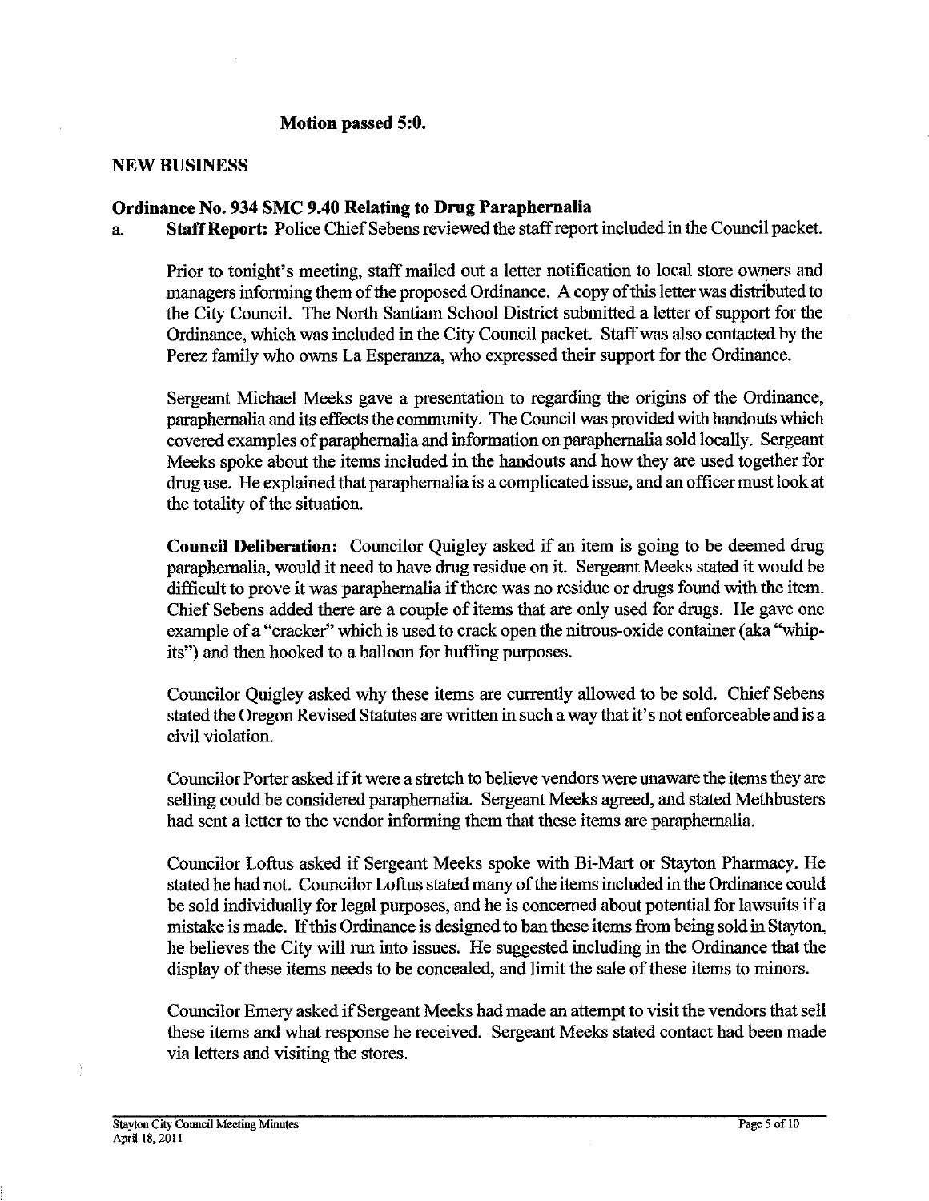**Motion passed 5:0.**

## NEW BUSINESS

### Ordinance No. 934 SMC 9.40 Relating to Drug Paraphernalia

a. **Staff Report:** Police Chief Sebens reviewed the staff report included in the Council packet.

Prior to tonight's meeting, staff mailed out a letter notification to local store owners and managers informing them of the proposed Ordinance. A copy of this letter was distributed to the City Council. The North Santiam School District submitted a letter of support for the Ordinance, which was included in the City Council packet. Staff was also contacted by the Perez family who owns La Esperanza, who expressed their support for the Ordinance.

Sergeant Michael Meeks gave a presentation to regarding the origins of the Ordinance, paraphernalia and its effects the community. The Council was provided with handouts which covered examples of paraphernalia and information on paraphernalia sold locally. Sergeant Meeks spoke about the items included in the handouts and how they are used together for drug use. He explained that paraphernalia is a complicated issue, and an officer must look at the totality of the situation.

**Council Deliberation:** Councilor Quigley asked if an item is going to be deemed drug paraphernalia, would it need to have drug residue on it. Sergeant Meeks stated it would be difficult to prove it was paraphernalia if there was no residue or drugs found with the item. Chief Sebens added there are a couple of items that are only used for drugs. He gave one example of a "cracker" which is used to crack open the nitrous-oxide container (aka "whip-its") and then hooked to a balloon for huffing purposes.

Councilor Quigley asked why these items are currently allowed to be sold. Chief Sebens stated the Oregon Revised Statutes are written in such a way that it's not enforceable and is a civil violation.

Councilor Porter asked if it were a stretch to believe vendors were unaware the items they are selling could be considered paraphernalia. Sergeant Meeks agreed, and stated Methbusters had sent a letter to the vendor informing them that these items are paraphernalia.

Councilor Loftus asked if Sergeant Meeks spoke with Bi-Mart or Stayton Pharmacy. He stated he had not. Councilor Loftus stated many of the items included in the Ordinance could be sold individually for legal purposes, and he is concerned about potential for lawsuits if a mistake is made. If this Ordinance is designed to ban these items from being sold in Stayton, he believes the City will run into issues. He suggested including in the Ordinance that the display of these items needs to be concealed, and limit the sale of these items to minors.

Councilor Emery asked if Sergeant Meeks had made an attempt to visit the vendors that sell these items and what response he received. Sergeant Meeks stated contact had been made via letters and visiting the stores.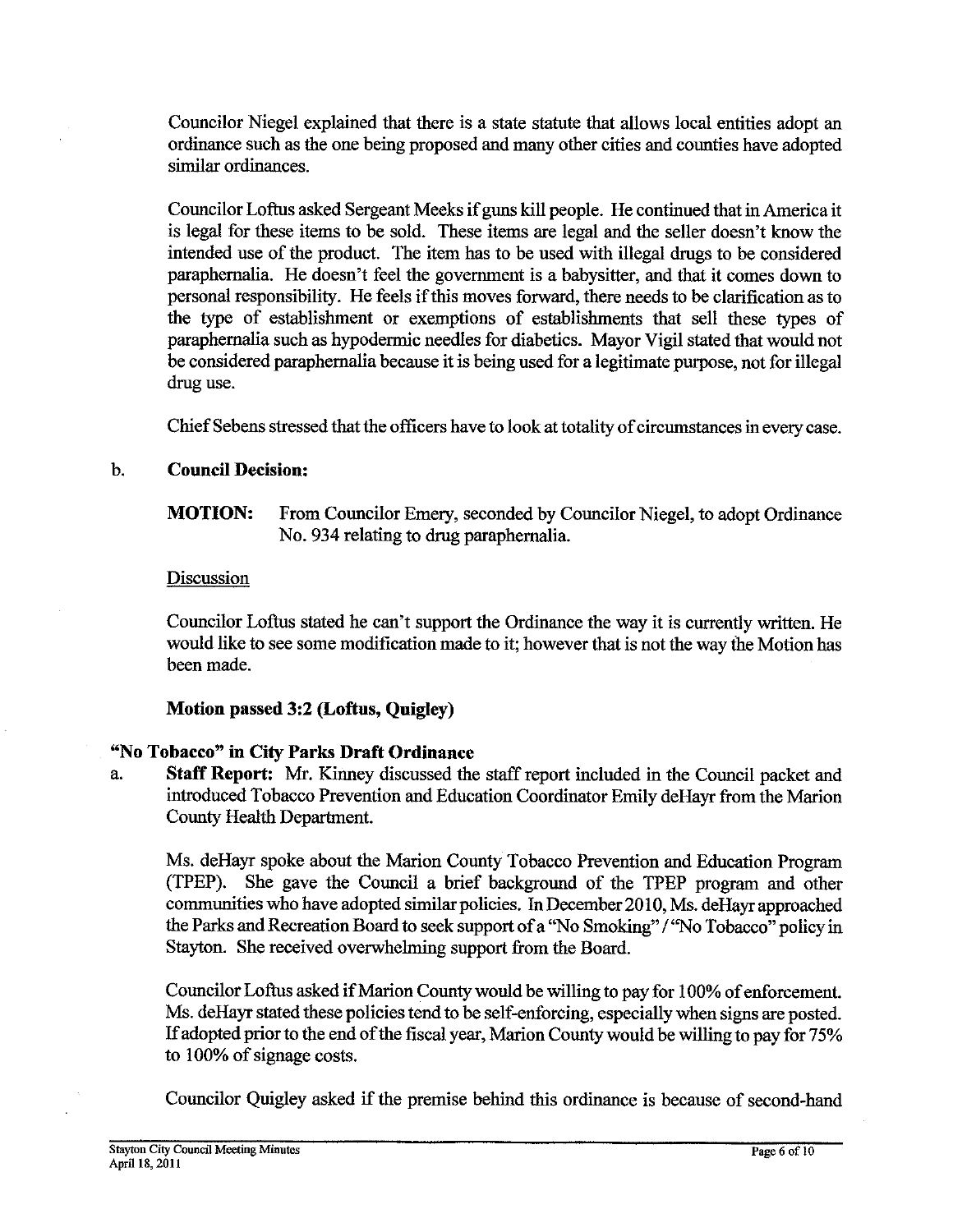Councilor Niegel explained that there is a state statute that allows local entities adopt an ordinance such as the one being proposed and many other cities and counties have adopted similar ordinances.

Councilor Loftus asked Sergeant Meeks if guns kill people. He continued that in America it is legal for these items to be sold. These items are legal and the seller doesn't know the intended use of the product. The item has to be used with illegal drugs to be considered paraphernalia. He doesn't feel the government is a babysitter, and that it comes down to personal responsibility. He feels if this moves forward, there needs to be clarification as to the type of establishment or exemptions of establishments that sell these types of paraphernalia such as hypodermic needles for diabetics. Mayor Vigil stated that would not be considered paraphernalia because it is being used for a legitimate purpose, not for illegal drug use.

Chief Sebens stressed that the officers have to look at totality of circumstances in every case.

b. **Council Decision:**

**MOTION:** From Councilor Emery, seconded by Councilor Niegel, to adopt Ordinance No. 934 relating to drug paraphernalia.

Discussion

Councilor Loftus stated he can't support the Ordinance the way it is currently written. He would like to see some modification made to it; however that is not the way the Motion has been made.

**Motion passed 3:2 (Loftus, Quigley)**

**"No Tobacco" in City Parks Draft Ordinance**

a. **Staff Report:** Mr. Kinney discussed the staff report included in the Council packet and introduced Tobacco Prevention and Education Coordinator Emily deHayr from the Marion County Health Department.

Ms. deHayr spoke about the Marion County Tobacco Prevention and Education Program (TPEP). She gave the Council a brief background of the TPEP program and other communities who have adopted similar policies. In December 2010, Ms. deHayr approached the Parks and Recreation Board to seek support of a "No Smoking" / "No Tobacco" policy in Stayton. She received overwhelming support from the Board.

Councilor Loftus asked if Marion County would be willing to pay for 100% of enforcement. Ms. deHayr stated these policies tend to be self-enforcing, especially when signs are posted. If adopted prior to the end of the fiscal year, Marion County would be willing to pay for 75% to 100% of signage costs.

Councilor Quigley asked if the premise behind this ordinance is because of second-hand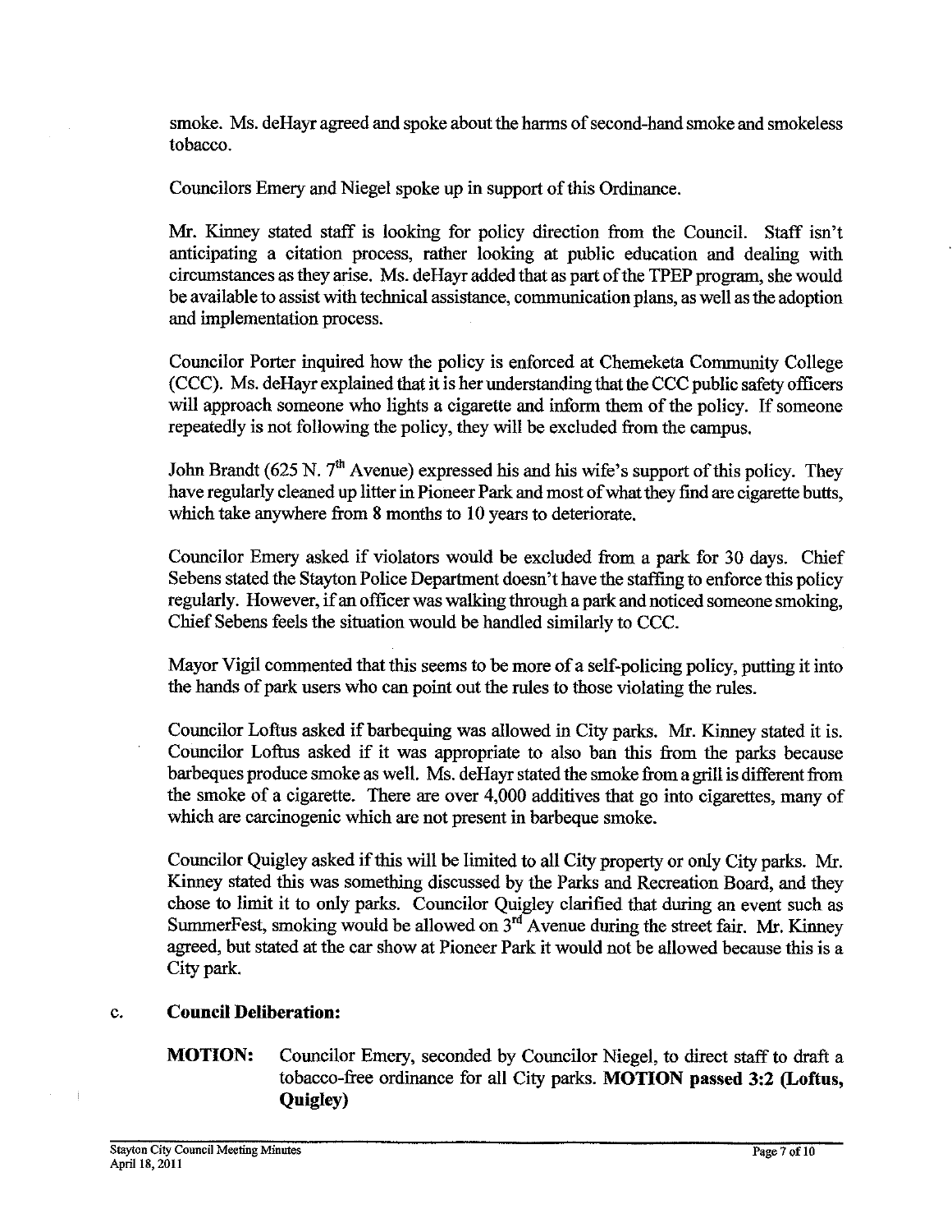smoke. Ms. deHayr agreed and spoke about the harms of second-hand smoke and smokeless tobacco.

Councilors Emery and Niegel spoke up in support of this Ordinance.

Mr. Kinney stated staff is looking for policy direction from the Council. Staff isn't anticipating a citation process, rather looking at public education and dealing with circumstances as they arise. Ms. deHayr added that as part of the TPEP program, she would be available to assist with technical assistance, communication plans, as well as the adoption and implementation process.

Councilor Porter inquired how the policy is enforced at Chemeketa Community College (CCC). Ms. deHayr explained that it is her understanding that the CCC public safety officers will approach someone who lights a cigarette and inform them of the policy. If someone repeatedly is not following the policy, they will be excluded from the campus.

John Brandt (625 N. 7th Avenue) expressed his and his wife's support of this policy. They have regularly cleaned up litter in Pioneer Park and most of what they find are cigarette butts, which take anywhere from 8 months to 10 years to deteriorate.

Councilor Emery asked if violators would be excluded from a park for 30 days. Chief Sebens stated the Stayton Police Department doesn't have the staffing to enforce this policy regularly. However, if an officer was walking through a park and noticed someone smoking, Chief Sebens feels the situation would be handled similarly to CCC.

Mayor Vigil commented that this seems to be more of a self-policing policy, putting it into the hands of park users who can point out the rules to those violating the rules.

Councilor Loftus asked if barbequing was allowed in City parks. Mr. Kinney stated it is. Councilor Loftus asked if it was appropriate to also ban this from the parks because barbeques produce smoke as well. Ms. deHayr stated the smoke from a grill is different from the smoke of a cigarette. There are over 4,000 additives that go into cigarettes, many of which are carcinogenic which are not present in barbeque smoke.

Councilor Quigley asked if this will be limited to all City property or only City parks. Mr. Kinney stated this was something discussed by the Parks and Recreation Board, and they chose to limit it to only parks. Councilor Quigley clarified that during an event such as SummerFest, smoking would be allowed on 3rd Avenue during the street fair. Mr. Kinney agreed, but stated at the car show at Pioneer Park it would not be allowed because this is a City park.

c. **Council Deliberation:**

**MOTION:** Councilor Emery, seconded by Councilor Niegel, to direct staff to draft a tobacco-free ordinance for all City parks. **MOTION passed 3:2 (Loftus, Quigley)**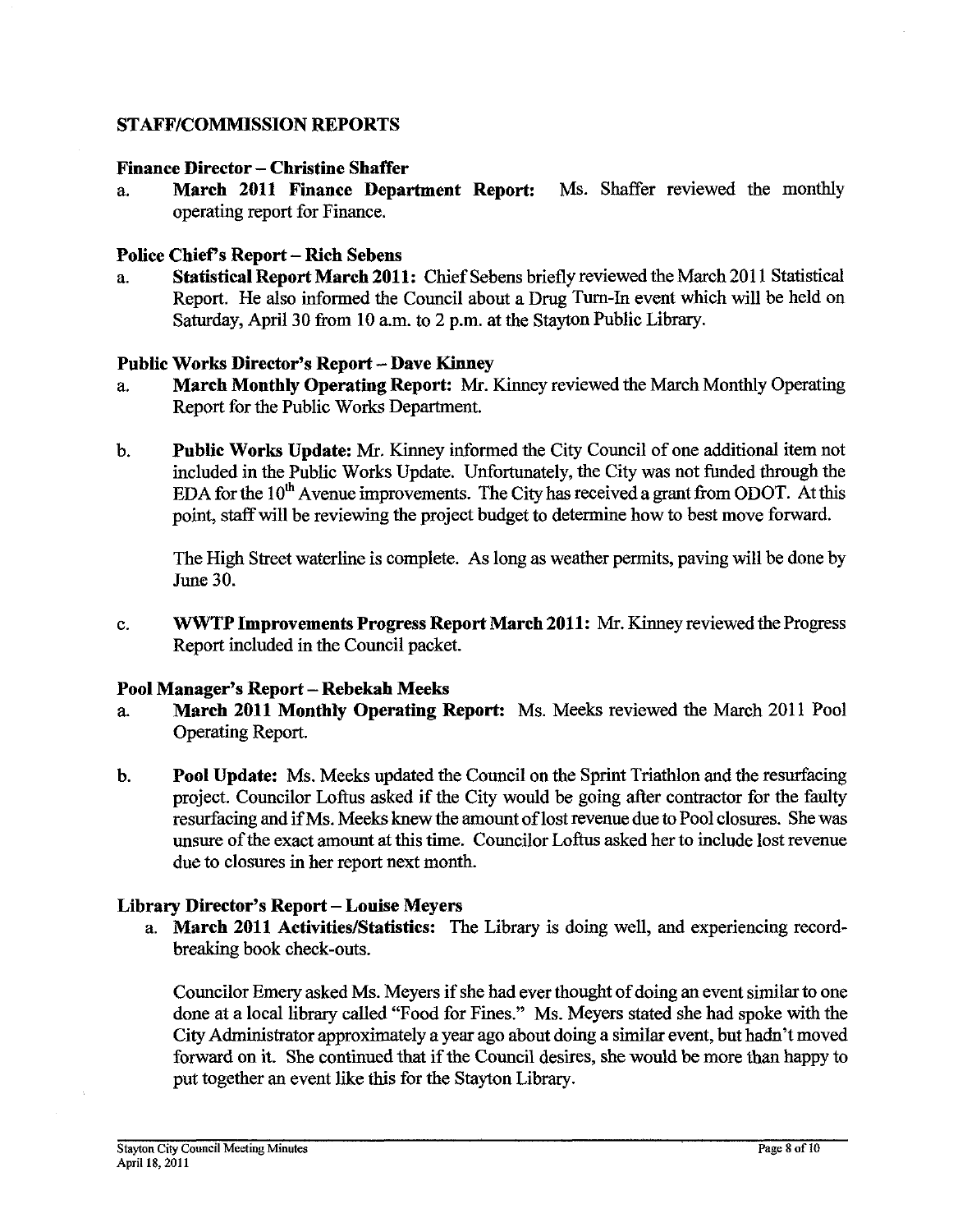## STAFF/COMMISSION REPORTS

### Finance Director – Christine Shaffer

a. **March 2011 Finance Department Report:** Ms. Shaffer reviewed the monthly operating report for Finance.

### Police Chief's Report – Rich Sebens

a. **Statistical Report March 2011:** Chief Sebens briefly reviewed the March 2011 Statistical Report. He also informed the Council about a Drug Turn-In event which will be held on Saturday, April 30 from 10 a.m. to 2 p.m. at the Stayton Public Library.

### Public Works Director's Report – Dave Kinney

a. **March Monthly Operating Report:** Mr. Kinney reviewed the March Monthly Operating Report for the Public Works Department.

b. **Public Works Update:** Mr. Kinney informed the City Council of one additional item not included in the Public Works Update. Unfortunately, the City was not funded through the EDA for the 10th Avenue improvements. The City has received a grant from ODOT. At this point, staff will be reviewing the project budget to determine how to best move forward.

   The High Street waterline is complete. As long as weather permits, paving will be done by June 30.

c. **WWTP Improvements Progress Report March 2011:** Mr. Kinney reviewed the Progress Report included in the Council packet.

### Pool Manager's Report – Rebekah Meeks

a. **March 2011 Monthly Operating Report:** Ms. Meeks reviewed the March 2011 Pool Operating Report.

b. **Pool Update:** Ms. Meeks updated the Council on the Sprint Triathlon and the resurfacing project. Councilor Loftus asked if the City would be going after contractor for the faulty resurfacing and if Ms. Meeks knew the amount of lost revenue due to Pool closures. She was unsure of the exact amount at this time. Councilor Loftus asked her to include lost revenue due to closures in her report next month.

### Library Director's Report – Louise Meyers

a. **March 2011 Activities/Statistics:** The Library is doing well, and experiencing record-breaking book check-outs.

   Councilor Emery asked Ms. Meyers if she had ever thought of doing an event similar to one done at a local library called "Food for Fines." Ms. Meyers stated she had spoke with the City Administrator approximately a year ago about doing a similar event, but hadn't moved forward on it. She continued that if the Council desires, she would be more than happy to put together an event like this for the Stayton Library.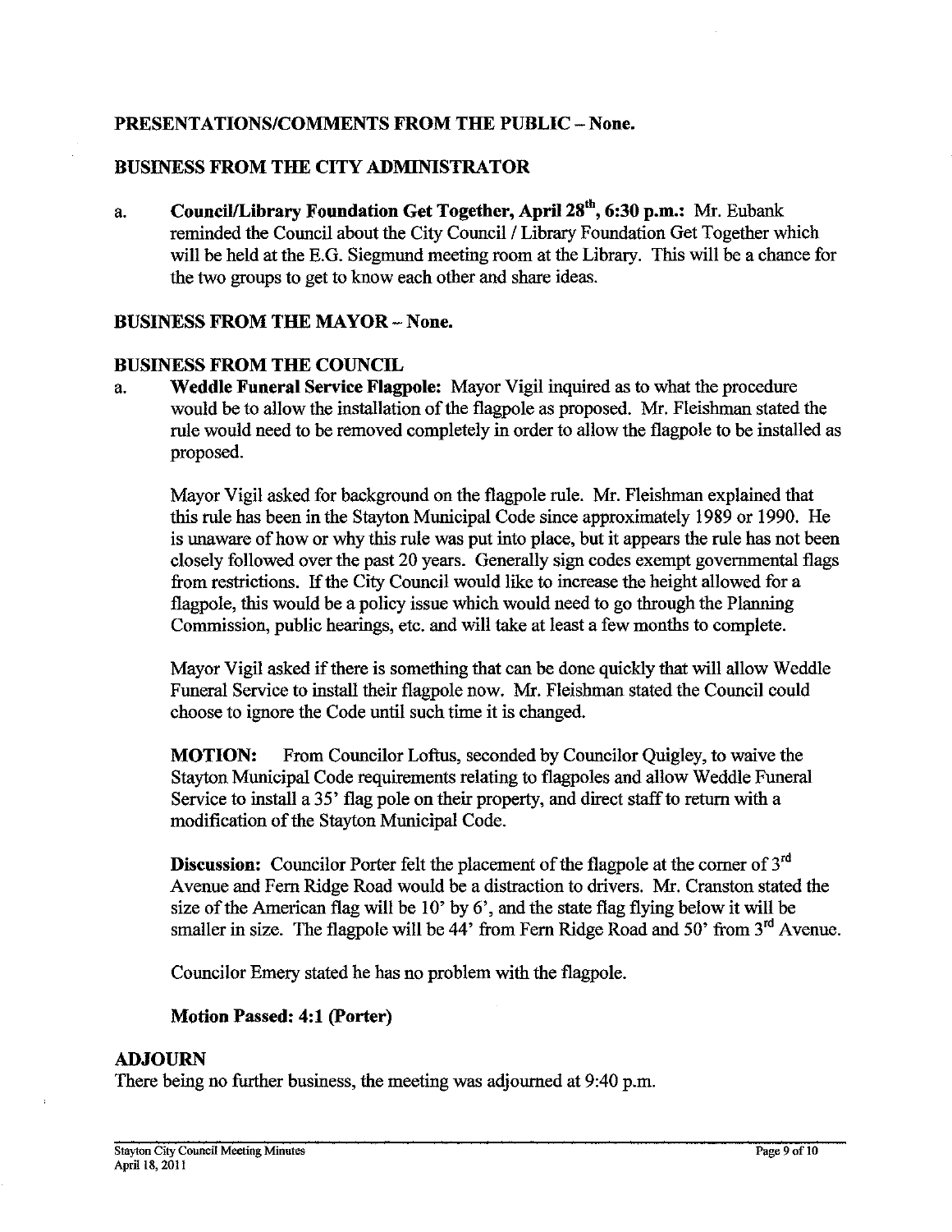## PRESENTATIONS/COMMENTS FROM THE PUBLIC – None.

## BUSINESS FROM THE CITY ADMINISTRATOR

a. **Council/Library Foundation Get Together, April 28th, 6:30 p.m.:** Mr. Eubank reminded the Council about the City Council / Library Foundation Get Together which will be held at the E.G. Siegmund meeting room at the Library. This will be a chance for the two groups to get to know each other and share ideas.

## BUSINESS FROM THE MAYOR – None.

## BUSINESS FROM THE COUNCIL

a. **Weddle Funeral Service Flagpole:** Mayor Vigil inquired as to what the procedure would be to allow the installation of the flagpole as proposed. Mr. Fleishman stated the rule would need to be removed completely in order to allow the flagpole to be installed as proposed.

   Mayor Vigil asked for background on the flagpole rule. Mr. Fleishman explained that this rule has been in the Stayton Municipal Code since approximately 1989 or 1990. He is unaware of how or why this rule was put into place, but it appears the rule has not been closely followed over the past 20 years. Generally sign codes exempt governmental flags from restrictions. If the City Council would like to increase the height allowed for a flagpole, this would be a policy issue which would need to go through the Planning Commission, public hearings, etc. and will take at least a few months to complete.

   Mayor Vigil asked if there is something that can be done quickly that will allow Weddle Funeral Service to install their flagpole now. Mr. Fleishman stated the Council could choose to ignore the Code until such time it is changed.

   **MOTION:** From Councilor Loftus, seconded by Councilor Quigley, to waive the Stayton Municipal Code requirements relating to flagpoles and allow Weddle Funeral Service to install a 35' flag pole on their property, and direct staff to return with a modification of the Stayton Municipal Code.

   **Discussion:** Councilor Porter felt the placement of the flagpole at the corner of 3rd Avenue and Fern Ridge Road would be a distraction to drivers. Mr. Cranston stated the size of the American flag will be 10' by 6', and the state flag flying below it will be smaller in size. The flagpole will be 44' from Fern Ridge Road and 50' from 3rd Avenue.

   Councilor Emery stated he has no problem with the flagpole.

   **Motion Passed: 4:1 (Porter)**

## ADJOURN

There being no further business, the meeting was adjourned at 9:40 p.m.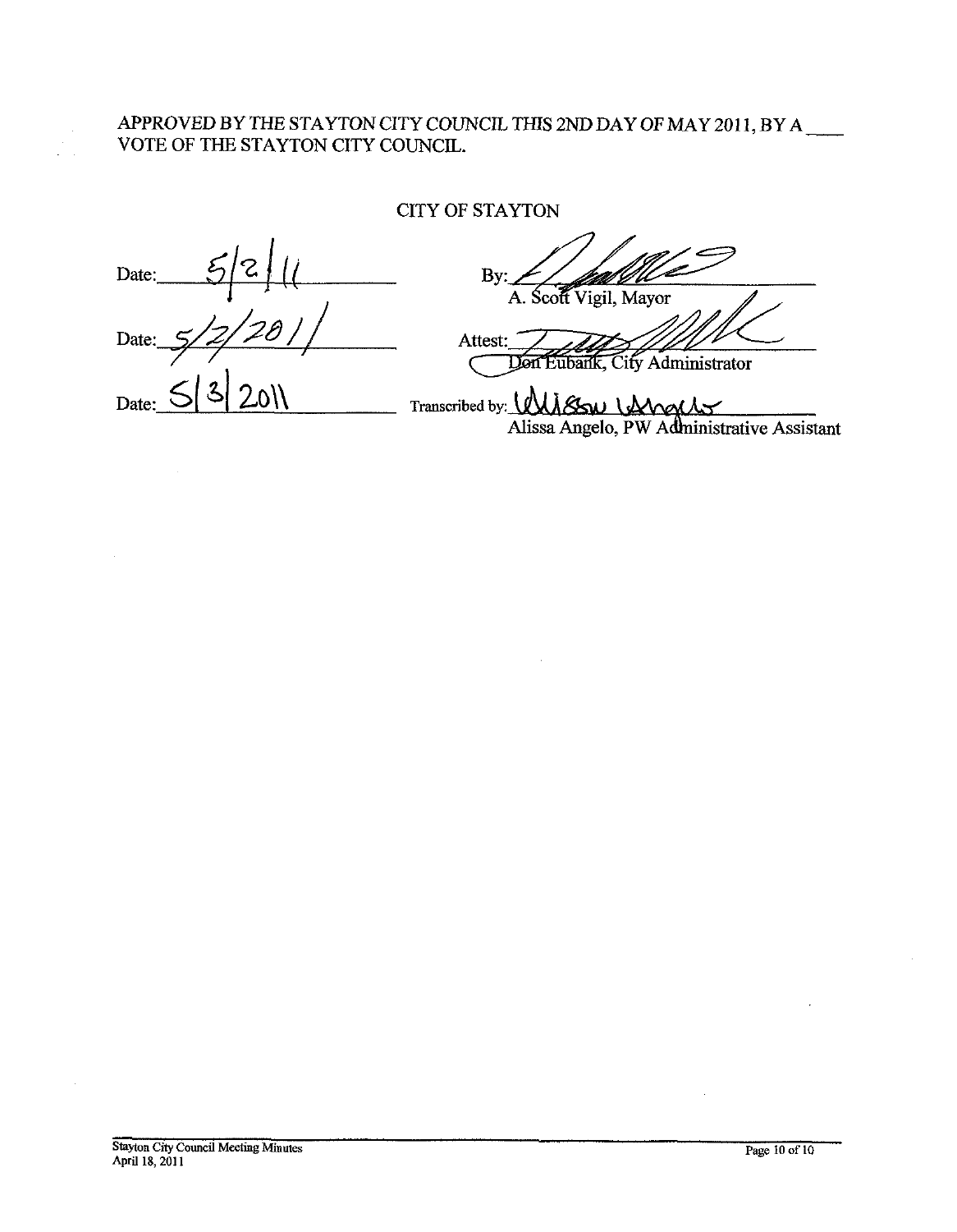APPROVED BY THE STAYTON CITY COUNCIL THIS 2ND DAY OF MAY 2011, BY A ____ VOTE OF THE STAYTON CITY COUNCIL.

CITY OF STAYTON

| | |
|---|---|
| Date: 5/2/11 | By: ____________ A. Scott Vigil, Mayor |
| Date: 5/2/2011 | Attest: ____________ Don Eubank, City Administrator |
| Date: 5/3/2011 | Transcribed by: ____________ Alissa Angelo, PW Administrative Assistant |